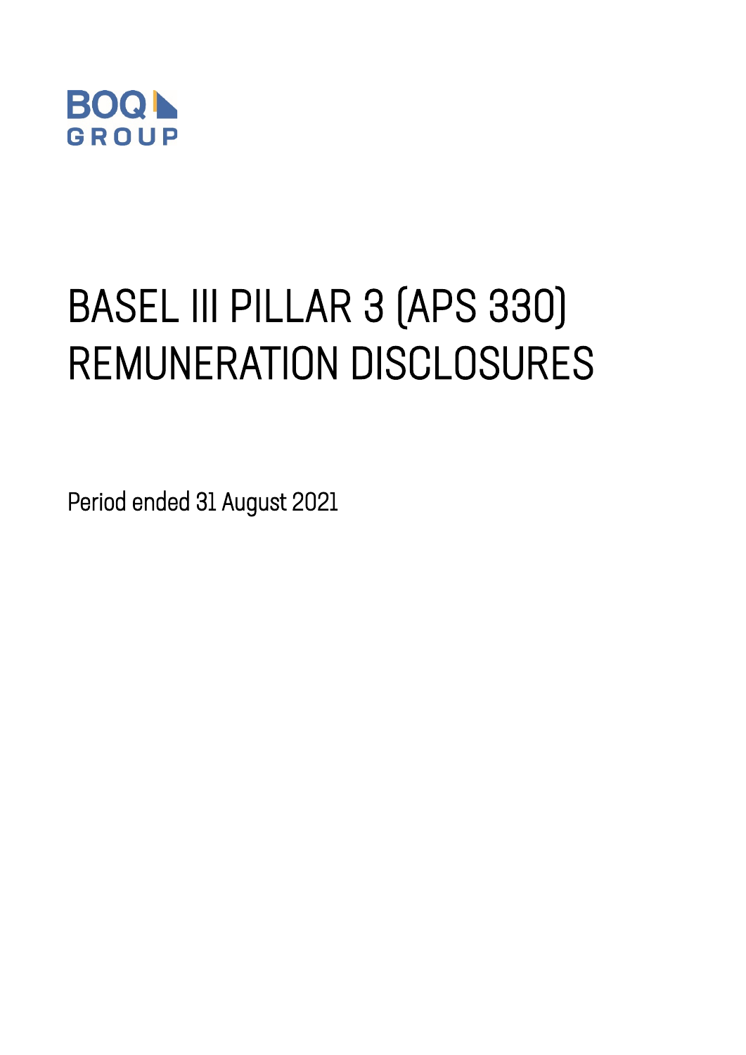BOQ GROUP

# BASEL III PILLAR 3 (APS 330) REMUNERATION DISCLOSURES

Period ended 31 August 2021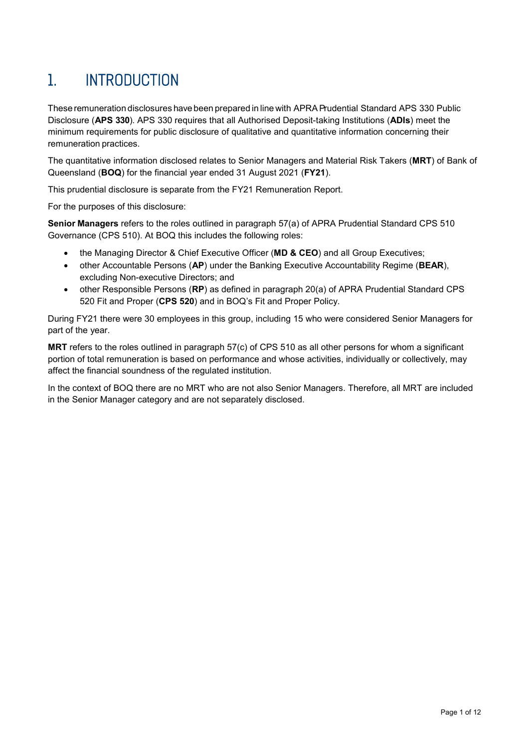# 1. INTRODUCTION

These remuneration disclosures have been prepared in line with APRA Prudential Standard APS 330 Public Disclosure (**APS 330**). APS 330 requires that all Authorised Deposit-taking Institutions (**ADIs**) meet the minimum requirements for public disclosure of qualitative and quantitative information concerning their remuneration practices.

The quantitative information disclosed relates to Senior Managers and Material Risk Takers (**MRT**) of Bank of Queensland (**BOQ**) for the financial year ended 31 August 2021 (**FY21**).

This prudential disclosure is separate from the FY21 Remuneration Report.

For the purposes of this disclosure:

**Senior Managers** refers to the roles outlined in paragraph 57(a) of APRA Prudential Standard CPS 510 Governance (CPS 510). At BOQ this includes the following roles:

- the Managing Director & Chief Executive Officer (**MD & CEO**) and all Group Executives;
- other Accountable Persons (**AP**) under the Banking Executive Accountability Regime (**BEAR**), excluding Non-executive Directors; and
- other Responsible Persons (**RP**) as defined in paragraph 20(a) of APRA Prudential Standard CPS 520 Fit and Proper (**CPS 520**) and in BOQ's Fit and Proper Policy.

During FY21 there were 30 employees in this group, including 15 who were considered Senior Managers for part of the year.

**MRT** refers to the roles outlined in paragraph 57(c) of CPS 510 as all other persons for whom a significant portion of total remuneration is based on performance and whose activities, individually or collectively, may affect the financial soundness of the regulated institution.

In the context of BOQ there are no MRT who are not also Senior Managers. Therefore, all MRT are included in the Senior Manager category and are not separately disclosed.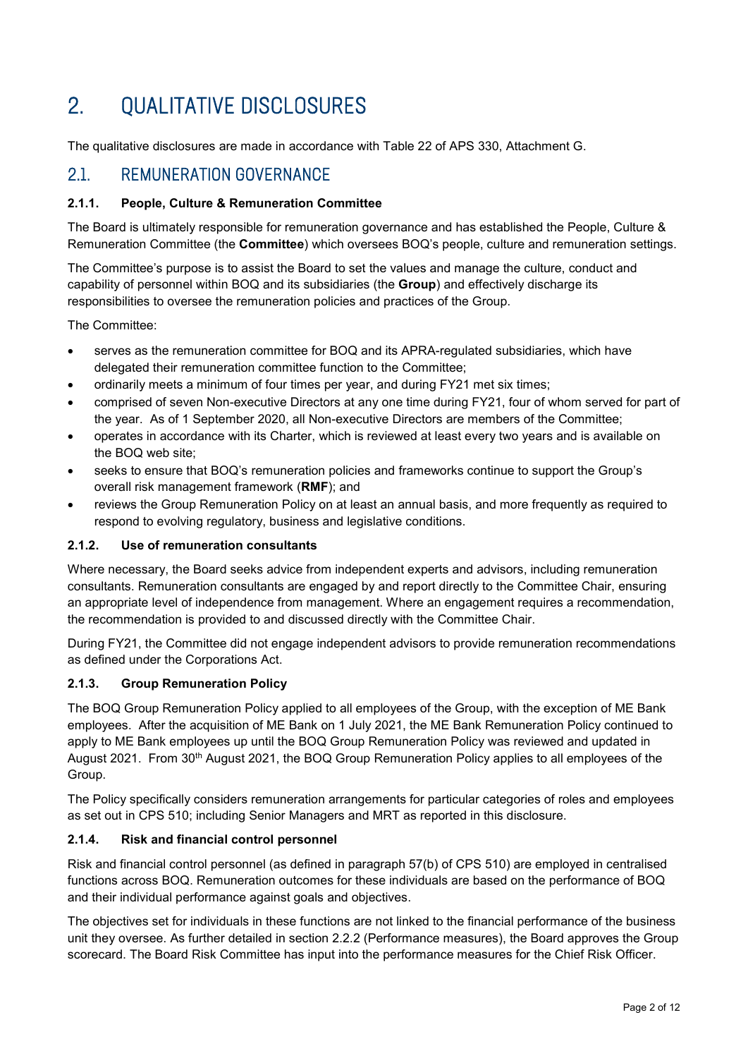# 2. QUALITATIVE DISCLOSURES

The qualitative disclosures are made in accordance with Table 22 of APS 330, Attachment G.

## 2.1. REMUNERATION GOVERNANCE

### 2.1.1. People, Culture & Remuneration Committee

The Board is ultimately responsible for remuneration governance and has established the People, Culture & Remuneration Committee (the **Committee**) which oversees BOQ's people, culture and remuneration settings.

The Committee's purpose is to assist the Board to set the values and manage the culture, conduct and capability of personnel within BOQ and its subsidiaries (the **Group**) and effectively discharge its responsibilities to oversee the remuneration policies and practices of the Group.

The Committee:

- serves as the remuneration committee for BOQ and its APRA-regulated subsidiaries, which have delegated their remuneration committee function to the Committee;
- ordinarily meets a minimum of four times per year, and during FY21 met six times;
- comprised of seven Non-executive Directors at any one time during FY21, four of whom served for part of the year. As of 1 September 2020, all Non-executive Directors are members of the Committee;
- operates in accordance with its Charter, which is reviewed at least every two years and is available on the BOQ web site;
- seeks to ensure that BOQ's remuneration policies and frameworks continue to support the Group's overall risk management framework (**RMF**); and
- reviews the Group Remuneration Policy on at least an annual basis, and more frequently as required to respond to evolving regulatory, business and legislative conditions.

### 2.1.2. Use of remuneration consultants

Where necessary, the Board seeks advice from independent experts and advisors, including remuneration consultants. Remuneration consultants are engaged by and report directly to the Committee Chair, ensuring an appropriate level of independence from management. Where an engagement requires a recommendation, the recommendation is provided to and discussed directly with the Committee Chair.

During FY21, the Committee did not engage independent advisors to provide remuneration recommendations as defined under the Corporations Act.

### 2.1.3. Group Remuneration Policy

The BOQ Group Remuneration Policy applied to all employees of the Group, with the exception of ME Bank employees. After the acquisition of ME Bank on 1 July 2021, the ME Bank Remuneration Policy continued to apply to ME Bank employees up until the BOQ Group Remuneration Policy was reviewed and updated in August 2021. From 30th August 2021, the BOQ Group Remuneration Policy applies to all employees of the Group.

The Policy specifically considers remuneration arrangements for particular categories of roles and employees as set out in CPS 510; including Senior Managers and MRT as reported in this disclosure.

### 2.1.4. Risk and financial control personnel

Risk and financial control personnel (as defined in paragraph 57(b) of CPS 510) are employed in centralised functions across BOQ. Remuneration outcomes for these individuals are based on the performance of BOQ and their individual performance against goals and objectives.

The objectives set for individuals in these functions are not linked to the financial performance of the business unit they oversee. As further detailed in section 2.2.2 (Performance measures), the Board approves the Group scorecard. The Board Risk Committee has input into the performance measures for the Chief Risk Officer.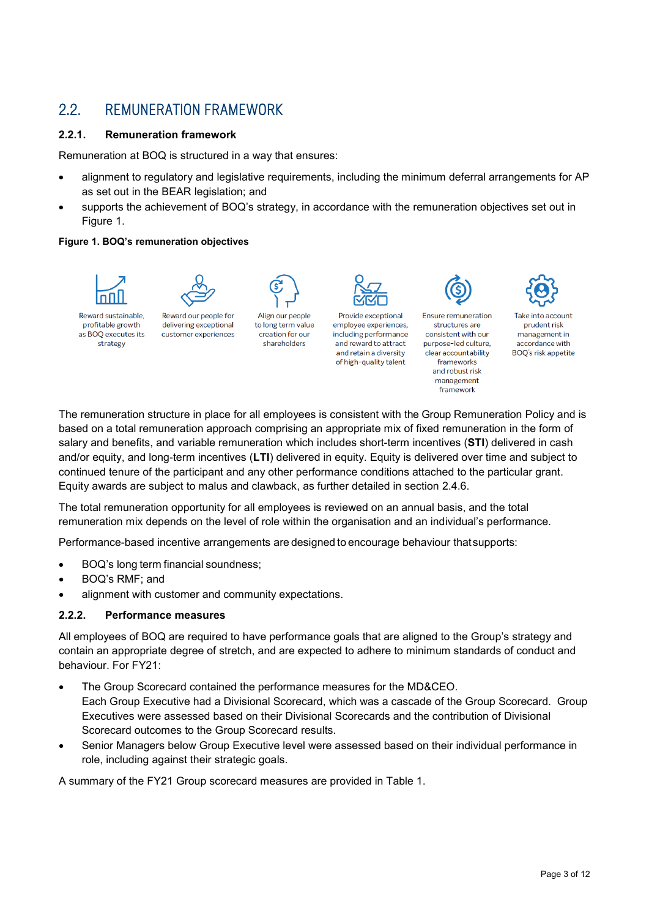## 2.2. REMUNERATION FRAMEWORK

### 2.2.1. Remuneration framework

Remuneration at BOQ is structured in a way that ensures:

- alignment to regulatory and legislative requirements, including the minimum deferral arrangements for AP as set out in the BEAR legislation; and
- supports the achievement of BOQ's strategy, in accordance with the remuneration objectives set out in Figure 1.

**Figure 1. BOQ's remuneration objectives**

- Reward sustainable, profitable growth as BOQ executes its strategy
- Reward our people for delivering exceptional customer experiences
- Align our people to long term value creation for our shareholders
- Provide exceptional employee experiences, including performance and reward to attract and retain a diversity of high-quality talent
- Ensure remuneration structures are consistent with our purpose-led culture, clear accountability frameworks and robust risk management framework
- Take into account prudent risk management in accordance with BOQ's risk appetite

The remuneration structure in place for all employees is consistent with the Group Remuneration Policy and is based on a total remuneration approach comprising an appropriate mix of fixed remuneration in the form of salary and benefits, and variable remuneration which includes short-term incentives (**STI**) delivered in cash and/or equity, and long-term incentives (**LTI**) delivered in equity. Equity is delivered over time and subject to continued tenure of the participant and any other performance conditions attached to the particular grant. Equity awards are subject to malus and clawback, as further detailed in section 2.4.6.

The total remuneration opportunity for all employees is reviewed on an annual basis, and the total remuneration mix depends on the level of role within the organisation and an individual's performance.

Performance-based incentive arrangements are designed to encourage behaviour that supports:

- BOQ's long term financial soundness;
- BOQ's RMF; and
- alignment with customer and community expectations.

### 2.2.2. Performance measures

All employees of BOQ are required to have performance goals that are aligned to the Group's strategy and contain an appropriate degree of stretch, and are expected to adhere to minimum standards of conduct and behaviour. For FY21:

- The Group Scorecard contained the performance measures for the MD&CEO.
  Each Group Executive had a Divisional Scorecard, which was a cascade of the Group Scorecard. Group Executives were assessed based on their Divisional Scorecards and the contribution of Divisional Scorecard outcomes to the Group Scorecard results.
- Senior Managers below Group Executive level were assessed based on their individual performance in role, including against their strategic goals.

A summary of the FY21 Group scorecard measures are provided in Table 1.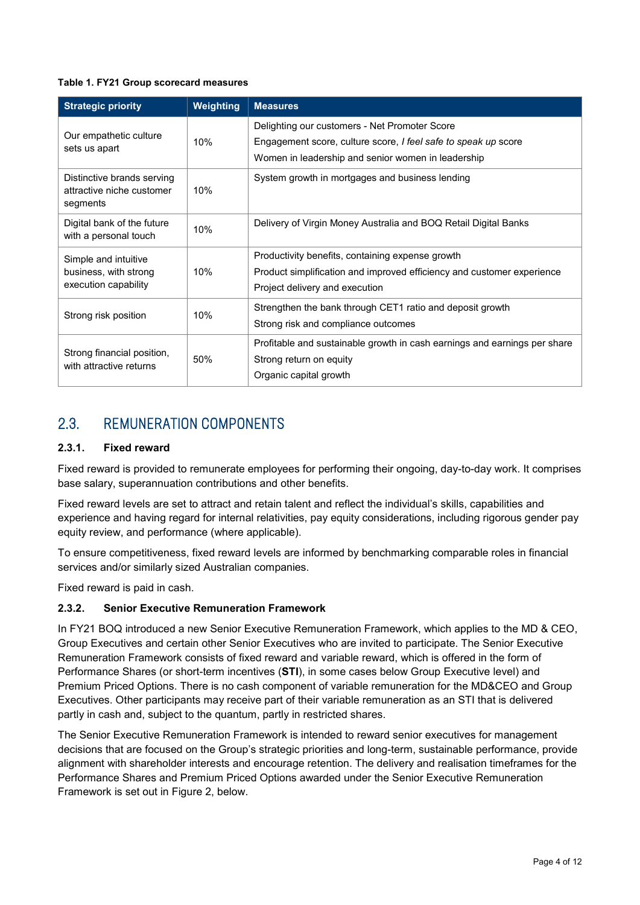**Table 1. FY21 Group scorecard measures**

| Strategic priority | Weighting | Measures |
| --- | --- | --- |
| Our empathetic culture sets us apart | 10% | Delighting our customers - Net Promoter Score<br>Engagement score, culture score, *I feel safe to speak up* score<br>Women in leadership and senior women in leadership |
| Distinctive brands serving attractive niche customer segments | 10% | System growth in mortgages and business lending |
| Digital bank of the future with a personal touch | 10% | Delivery of Virgin Money Australia and BOQ Retail Digital Banks |
| Simple and intuitive business, with strong execution capability | 10% | Productivity benefits, containing expense growth<br>Product simplification and improved efficiency and customer experience<br>Project delivery and execution |
| Strong risk position | 10% | Strengthen the bank through CET1 ratio and deposit growth<br>Strong risk and compliance outcomes |
| Strong financial position, with attractive returns | 50% | Profitable and sustainable growth in cash earnings and earnings per share<br>Strong return on equity<br>Organic capital growth |

## 2.3. REMUNERATION COMPONENTS

### 2.3.1. Fixed reward

Fixed reward is provided to remunerate employees for performing their ongoing, day-to-day work. It comprises base salary, superannuation contributions and other benefits.

Fixed reward levels are set to attract and retain talent and reflect the individual's skills, capabilities and experience and having regard for internal relativities, pay equity considerations, including rigorous gender pay equity review, and performance (where applicable).

To ensure competitiveness, fixed reward levels are informed by benchmarking comparable roles in financial services and/or similarly sized Australian companies.

Fixed reward is paid in cash.

### 2.3.2. Senior Executive Remuneration Framework

In FY21 BOQ introduced a new Senior Executive Remuneration Framework, which applies to the MD & CEO, Group Executives and certain other Senior Executives who are invited to participate. The Senior Executive Remuneration Framework consists of fixed reward and variable reward, which is offered in the form of Performance Shares (or short-term incentives (**STI**), in some cases below Group Executive level) and Premium Priced Options. There is no cash component of variable remuneration for the MD&CEO and Group Executives. Other participants may receive part of their variable remuneration as an STI that is delivered partly in cash and, subject to the quantum, partly in restricted shares.

The Senior Executive Remuneration Framework is intended to reward senior executives for management decisions that are focused on the Group's strategic priorities and long-term, sustainable performance, provide alignment with shareholder interests and encourage retention. The delivery and realisation timeframes for the Performance Shares and Premium Priced Options awarded under the Senior Executive Remuneration Framework is set out in Figure 2, below.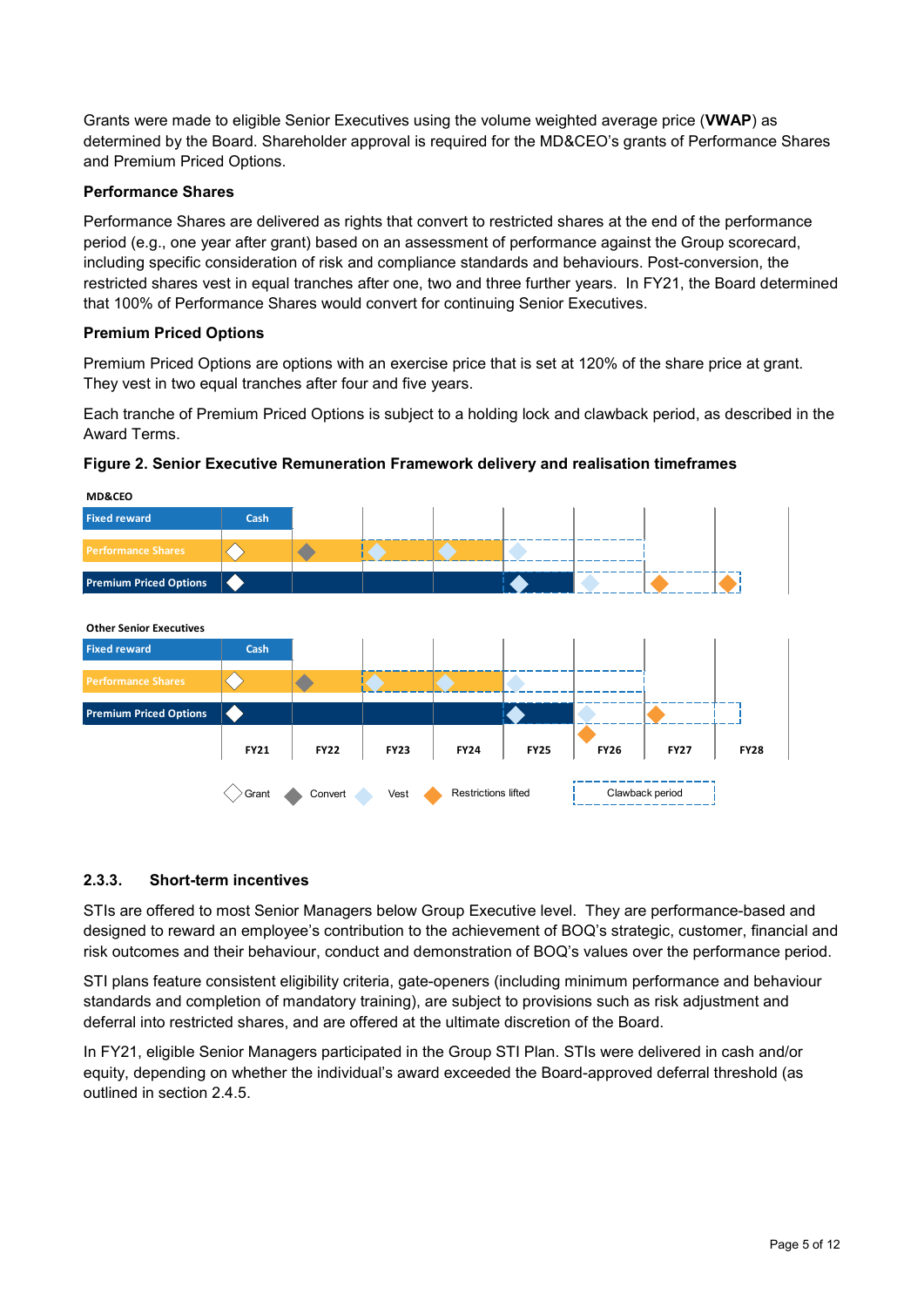Grants were made to eligible Senior Executives using the volume weighted average price (**VWAP**) as determined by the Board. Shareholder approval is required for the MD&CEO's grants of Performance Shares and Premium Priced Options.

**Performance Shares**

Performance Shares are delivered as rights that convert to restricted shares at the end of the performance period (e.g., one year after grant) based on an assessment of performance against the Group scorecard, including specific consideration of risk and compliance standards and behaviours. Post-conversion, the restricted shares vest in equal tranches after one, two and three further years. In FY21, the Board determined that 100% of Performance Shares would convert for continuing Senior Executives.

**Premium Priced Options**

Premium Priced Options are options with an exercise price that is set at 120% of the share price at grant. They vest in two equal tranches after four and five years.

Each tranche of Premium Priced Options is subject to a holding lock and clawback period, as described in the Award Terms.

**Figure 2. Senior Executive Remuneration Framework delivery and realisation timeframes**

MD&CEO

Fixed reward — Cash

Performance Shares

Premium Priced Options

Other Senior Executives

Fixed reward — Cash

Performance Shares

Premium Priced Options

FY21 FY22 FY23 FY24 FY25 FY26 FY27 FY28

Grant · Convert · Vest · Restrictions lifted · Clawback period

### 2.3.3. Short-term incentives

STIs are offered to most Senior Managers below Group Executive level. They are performance-based and designed to reward an employee's contribution to the achievement of BOQ's strategic, customer, financial and risk outcomes and their behaviour, conduct and demonstration of BOQ's values over the performance period.

STI plans feature consistent eligibility criteria, gate-openers (including minimum performance and behaviour standards and completion of mandatory training), are subject to provisions such as risk adjustment and deferral into restricted shares, and are offered at the ultimate discretion of the Board.

In FY21, eligible Senior Managers participated in the Group STI Plan. STIs were delivered in cash and/or equity, depending on whether the individual's award exceeded the Board-approved deferral threshold (as outlined in section 2.4.5.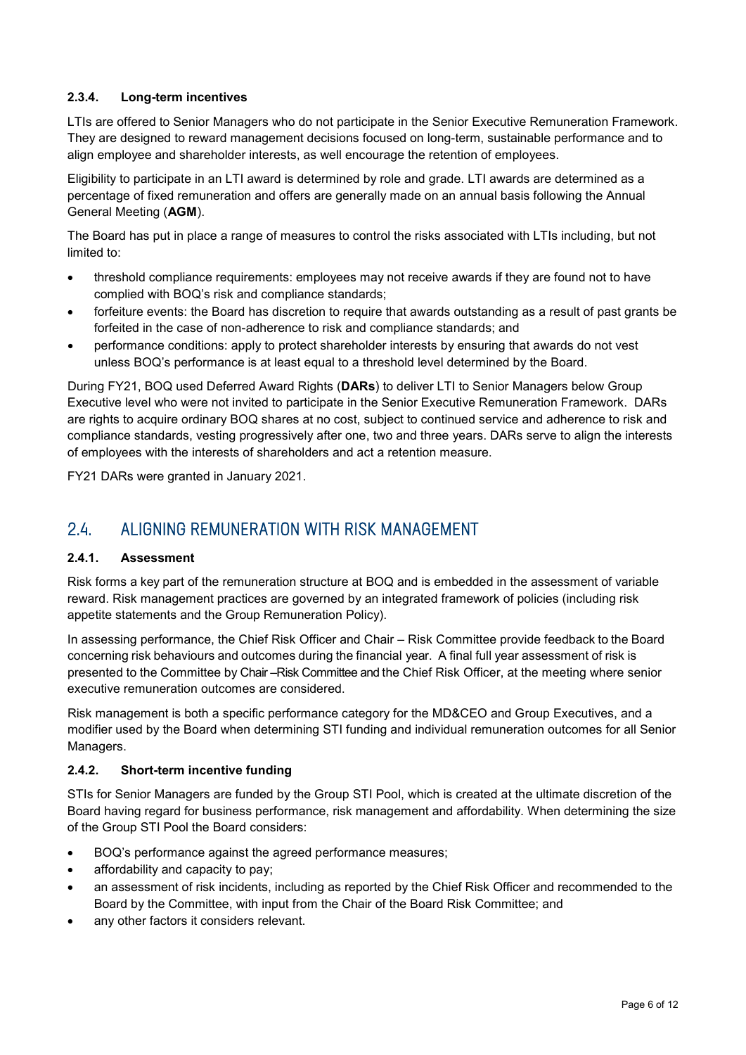#### 2.3.4. Long-term incentives

LTIs are offered to Senior Managers who do not participate in the Senior Executive Remuneration Framework. They are designed to reward management decisions focused on long-term, sustainable performance and to align employee and shareholder interests, as well encourage the retention of employees.

Eligibility to participate in an LTI award is determined by role and grade. LTI awards are determined as a percentage of fixed remuneration and offers are generally made on an annual basis following the Annual General Meeting (**AGM**).

The Board has put in place a range of measures to control the risks associated with LTIs including, but not limited to:

- threshold compliance requirements: employees may not receive awards if they are found not to have complied with BOQ's risk and compliance standards;
- forfeiture events: the Board has discretion to require that awards outstanding as a result of past grants be forfeited in the case of non-adherence to risk and compliance standards; and
- performance conditions: apply to protect shareholder interests by ensuring that awards do not vest unless BOQ's performance is at least equal to a threshold level determined by the Board.

During FY21, BOQ used Deferred Award Rights (**DARs**) to deliver LTI to Senior Managers below Group Executive level who were not invited to participate in the Senior Executive Remuneration Framework. DARs are rights to acquire ordinary BOQ shares at no cost, subject to continued service and adherence to risk and compliance standards, vesting progressively after one, two and three years. DARs serve to align the interests of employees with the interests of shareholders and act a retention measure.

FY21 DARs were granted in January 2021.

## 2.4. ALIGNING REMUNERATION WITH RISK MANAGEMENT

#### 2.4.1. Assessment

Risk forms a key part of the remuneration structure at BOQ and is embedded in the assessment of variable reward. Risk management practices are governed by an integrated framework of policies (including risk appetite statements and the Group Remuneration Policy).

In assessing performance, the Chief Risk Officer and Chair – Risk Committee provide feedback to the Board concerning risk behaviours and outcomes during the financial year. A final full year assessment of risk is presented to the Committee by Chair –Risk Committee and the Chief Risk Officer, at the meeting where senior executive remuneration outcomes are considered.

Risk management is both a specific performance category for the MD&CEO and Group Executives, and a modifier used by the Board when determining STI funding and individual remuneration outcomes for all Senior Managers.

#### 2.4.2. Short-term incentive funding

STIs for Senior Managers are funded by the Group STI Pool, which is created at the ultimate discretion of the Board having regard for business performance, risk management and affordability. When determining the size of the Group STI Pool the Board considers:

- BOQ's performance against the agreed performance measures;
- affordability and capacity to pay;
- an assessment of risk incidents, including as reported by the Chief Risk Officer and recommended to the Board by the Committee, with input from the Chair of the Board Risk Committee; and
- any other factors it considers relevant.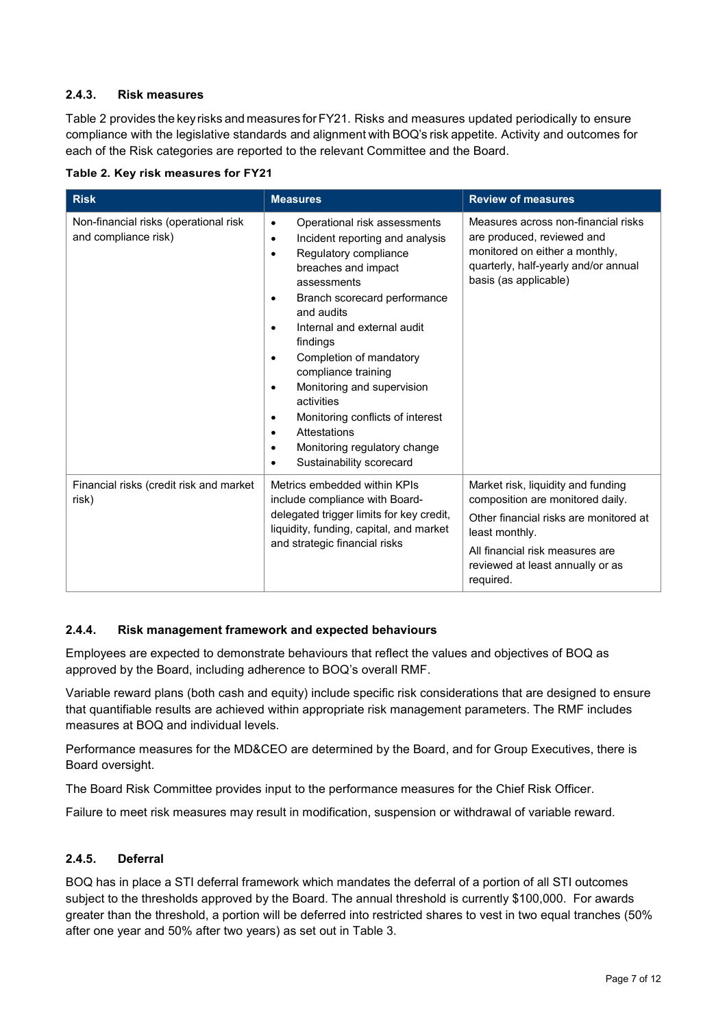### 2.4.3. Risk measures

Table 2 provides the key risks and measures for FY21. Risks and measures updated periodically to ensure compliance with the legislative standards and alignment with BOQ's risk appetite. Activity and outcomes for each of the Risk categories are reported to the relevant Committee and the Board.

**Table 2. Key risk measures for FY21**

| Risk | Measures | Review of measures |
|---|---|---|
| Non-financial risks (operational risk and compliance risk) | • Operational risk assessments<br>• Incident reporting and analysis<br>• Regulatory compliance breaches and impact assessments<br>• Branch scorecard performance and audits<br>• Internal and external audit findings<br>• Completion of mandatory compliance training<br>• Monitoring and supervision activities<br>• Monitoring conflicts of interest<br>• Attestations<br>• Monitoring regulatory change<br>• Sustainability scorecard | Measures across non-financial risks are produced, reviewed and monitored on either a monthly, quarterly, half-yearly and/or annual basis (as applicable) |
| Financial risks (credit risk and market risk) | Metrics embedded within KPIs include compliance with Board-delegated trigger limits for key credit, liquidity, funding, capital, and market and strategic financial risks | Market risk, liquidity and funding composition are monitored daily.<br>Other financial risks are monitored at least monthly.<br>All financial risk measures are reviewed at least annually or as required. |

### 2.4.4. Risk management framework and expected behaviours

Employees are expected to demonstrate behaviours that reflect the values and objectives of BOQ as approved by the Board, including adherence to BOQ's overall RMF.

Variable reward plans (both cash and equity) include specific risk considerations that are designed to ensure that quantifiable results are achieved within appropriate risk management parameters. The RMF includes measures at BOQ and individual levels.

Performance measures for the MD&CEO are determined by the Board, and for Group Executives, there is Board oversight.

The Board Risk Committee provides input to the performance measures for the Chief Risk Officer.

Failure to meet risk measures may result in modification, suspension or withdrawal of variable reward.

### 2.4.5. Deferral

BOQ has in place a STI deferral framework which mandates the deferral of a portion of all STI outcomes subject to the thresholds approved by the Board. The annual threshold is currently $100,000. For awards greater than the threshold, a portion will be deferred into restricted shares to vest in two equal tranches (50% after one year and 50% after two years) as set out in Table 3.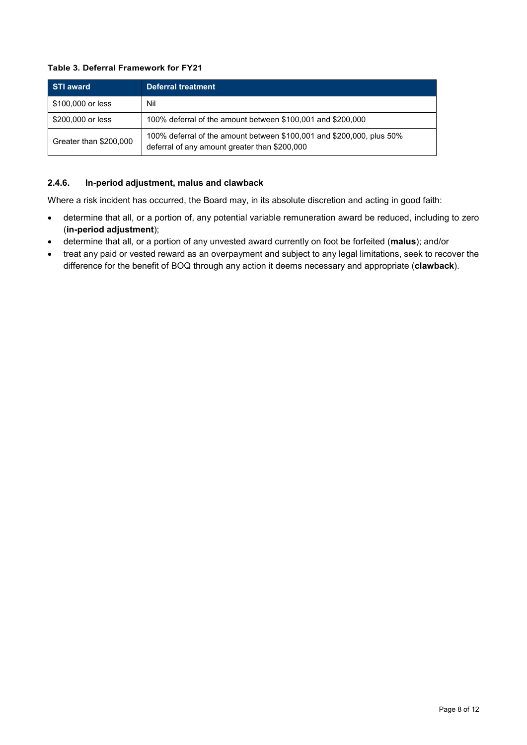**Table 3. Deferral Framework for FY21**

| STI award | Deferral treatment |
|---|---|
| $100,000 or less | Nil |
| $200,000 or less | 100% deferral of the amount between $100,001 and $200,000 |
| Greater than $200,000 | 100% deferral of the amount between $100,001 and $200,000, plus 50% deferral of any amount greater than $200,000 |

#### 2.4.6. In-period adjustment, malus and clawback

Where a risk incident has occurred, the Board may, in its absolute discretion and acting in good faith:

- determine that all, or a portion of, any potential variable remuneration award be reduced, including to zero (**in-period adjustment**);
- determine that all, or a portion of any unvested award currently on foot be forfeited (**malus**); and/or
- treat any paid or vested reward as an overpayment and subject to any legal limitations, seek to recover the difference for the benefit of BOQ through any action it deems necessary and appropriate (**clawback**).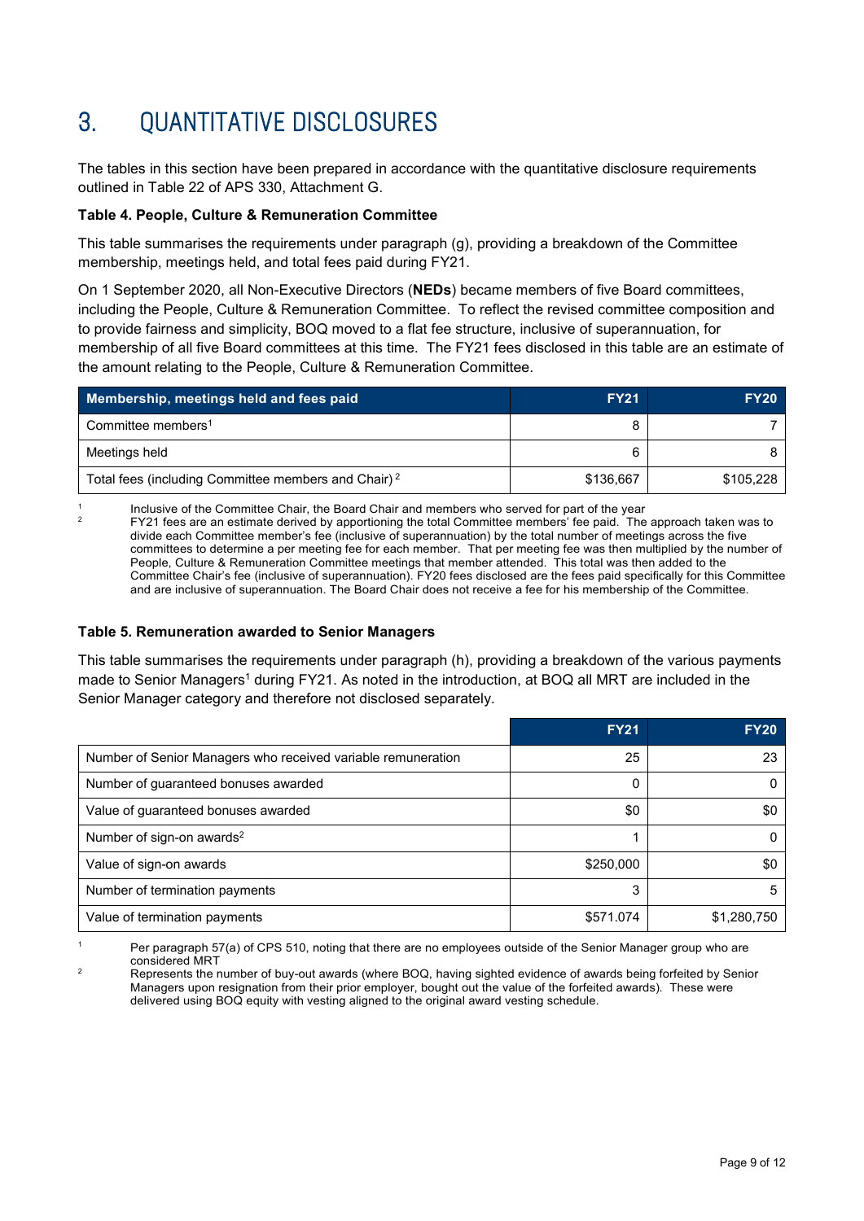# 3. QUANTITATIVE DISCLOSURES

The tables in this section have been prepared in accordance with the quantitative disclosure requirements outlined in Table 22 of APS 330, Attachment G.

**Table 4. People, Culture & Remuneration Committee**

This table summarises the requirements under paragraph (g), providing a breakdown of the Committee membership, meetings held, and total fees paid during FY21.

On 1 September 2020, all Non-Executive Directors (**NEDs**) became members of five Board committees, including the People, Culture & Remuneration Committee. To reflect the revised committee composition and to provide fairness and simplicity, BOQ moved to a flat fee structure, inclusive of superannuation, for membership of all five Board committees at this time. The FY21 fees disclosed in this table are an estimate of the amount relating to the People, Culture & Remuneration Committee.

| Membership, meetings held and fees paid | FY21 | FY20 |
|---|---|---|
| Committee members[1] | 8 | 7 |
| Meetings held | 6 | 8 |
| Total fees (including Committee members and Chair) [2] | $136,667 | $105,228 |

[1] Inclusive of the Committee Chair, the Board Chair and members who served for part of the year

[2] FY21 fees are an estimate derived by apportioning the total Committee members' fee paid. The approach taken was to divide each Committee member's fee (inclusive of superannuation) by the total number of meetings across the five committees to determine a per meeting fee for each member. That per meeting fee was then multiplied by the number of People, Culture & Remuneration Committee meetings that member attended. This total was then added to the Committee Chair's fee (inclusive of superannuation). FY20 fees disclosed are the fees paid specifically for this Committee and are inclusive of superannuation. The Board Chair does not receive a fee for his membership of the Committee.

**Table 5. Remuneration awarded to Senior Managers**

This table summarises the requirements under paragraph (h), providing a breakdown of the various payments made to Senior Managers[1] during FY21. As noted in the introduction, at BOQ all MRT are included in the Senior Manager category and therefore not disclosed separately.

| | FY21 | FY20 |
|---|---|---|
| Number of Senior Managers who received variable remuneration | 25 | 23 |
| Number of guaranteed bonuses awarded | 0 | 0 |
| Value of guaranteed bonuses awarded | $0 | $0 |
| Number of sign-on awards[2] | 1 | 0 |
| Value of sign-on awards | $250,000 | $0 |
| Number of termination payments | 3 | 5 |
| Value of termination payments | $571.074 | $1,280,750 |

[1] Per paragraph 57(a) of CPS 510, noting that there are no employees outside of the Senior Manager group who are considered MRT

[2] Represents the number of buy-out awards (where BOQ, having sighted evidence of awards being forfeited by Senior Managers upon resignation from their prior employer, bought out the value of the forfeited awards). These were delivered using BOQ equity with vesting aligned to the original award vesting schedule.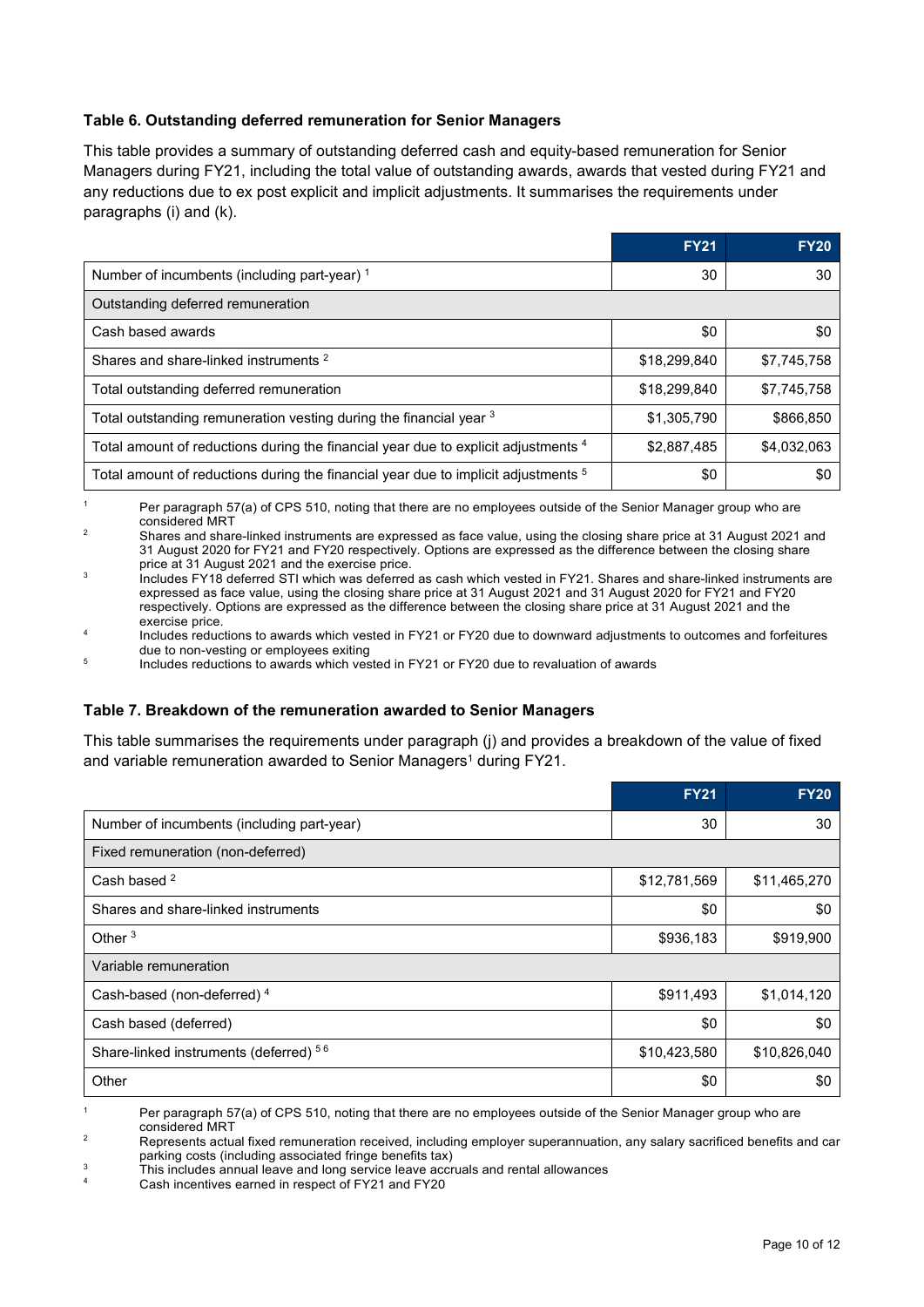**Table 6. Outstanding deferred remuneration for Senior Managers**

This table provides a summary of outstanding deferred cash and equity-based remuneration for Senior Managers during FY21, including the total value of outstanding awards, awards that vested during FY21 and any reductions due to ex post explicit and implicit adjustments. It summarises the requirements under paragraphs (i) and (k).

| | FY21 | FY20 |
|---|---|---|
| Number of incumbents (including part-year) [1] | 30 | 30 |
| Outstanding deferred remuneration | | |
| Cash based awards | $0 | $0 |
| Shares and share-linked instruments [2] | $18,299,840 | $7,745,758 |
| Total outstanding deferred remuneration | $18,299,840 | $7,745,758 |
| Total outstanding remuneration vesting during the financial year [3] | $1,305,790 | $866,850 |
| Total amount of reductions during the financial year due to explicit adjustments [4] | $2,887,485 | $4,032,063 |
| Total amount of reductions during the financial year due to implicit adjustments [5] | $0 | $0 |

[1] Per paragraph 57(a) of CPS 510, noting that there are no employees outside of the Senior Manager group who are considered MRT

[2] Shares and share-linked instruments are expressed as face value, using the closing share price at 31 August 2021 and 31 August 2020 for FY21 and FY20 respectively. Options are expressed as the difference between the closing share price at 31 August 2021 and the exercise price.

[3] Includes FY18 deferred STI which was deferred as cash which vested in FY21. Shares and share-linked instruments are expressed as face value, using the closing share price at 31 August 2021 and 31 August 2020 for FY21 and FY20 respectively. Options are expressed as the difference between the closing share price at 31 August 2021 and the exercise price.

[4] Includes reductions to awards which vested in FY21 or FY20 due to downward adjustments to outcomes and forfeitures due to non-vesting or employees exiting

[5] Includes reductions to awards which vested in FY21 or FY20 due to revaluation of awards

**Table 7. Breakdown of the remuneration awarded to Senior Managers**

This table summarises the requirements under paragraph (j) and provides a breakdown of the value of fixed and variable remuneration awarded to Senior Managers[1] during FY21.

| | FY21 | FY20 |
|---|---|---|
| Number of incumbents (including part-year) | 30 | 30 |
| Fixed remuneration (non-deferred) | | |
| Cash based [2] | $12,781,569 | $11,465,270 |
| Shares and share-linked instruments | $0 | $0 |
| Other [3] | $936,183 | $919,900 |
| Variable remuneration | | |
| Cash-based (non-deferred) [4] | $911,493 | $1,014,120 |
| Cash based (deferred) | $0 | $0 |
| Share-linked instruments (deferred) [5 6] | $10,423,580 | $10,826,040 |
| Other | $0 | $0 |

[1] Per paragraph 57(a) of CPS 510, noting that there are no employees outside of the Senior Manager group who are considered MRT

[2] Represents actual fixed remuneration received, including employer superannuation, any salary sacrificed benefits and car parking costs (including associated fringe benefits tax)

[3] This includes annual leave and long service leave accruals and rental allowances

[4] Cash incentives earned in respect of FY21 and FY20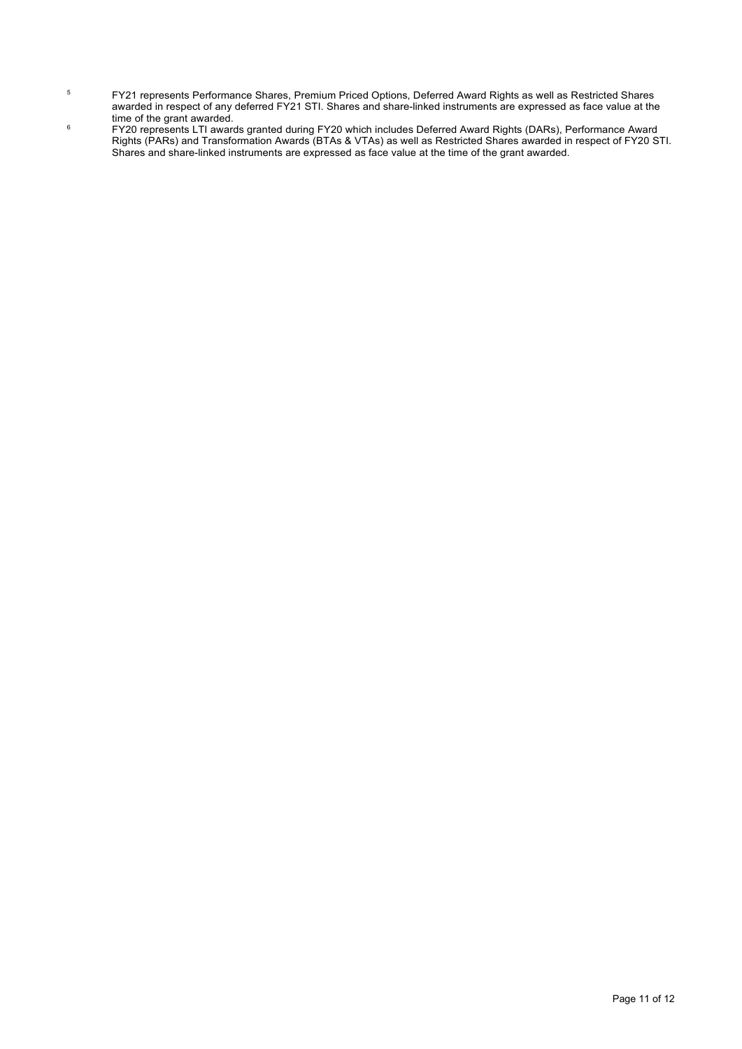[5] FY21 represents Performance Shares, Premium Priced Options, Deferred Award Rights as well as Restricted Shares awarded in respect of any deferred FY21 STI. Shares and share-linked instruments are expressed as face value at the time of the grant awarded.

[6] FY20 represents LTI awards granted during FY20 which includes Deferred Award Rights (DARs), Performance Award Rights (PARs) and Transformation Awards (BTAs & VTAs) as well as Restricted Shares awarded in respect of FY20 STI. Shares and share-linked instruments are expressed as face value at the time of the grant awarded.